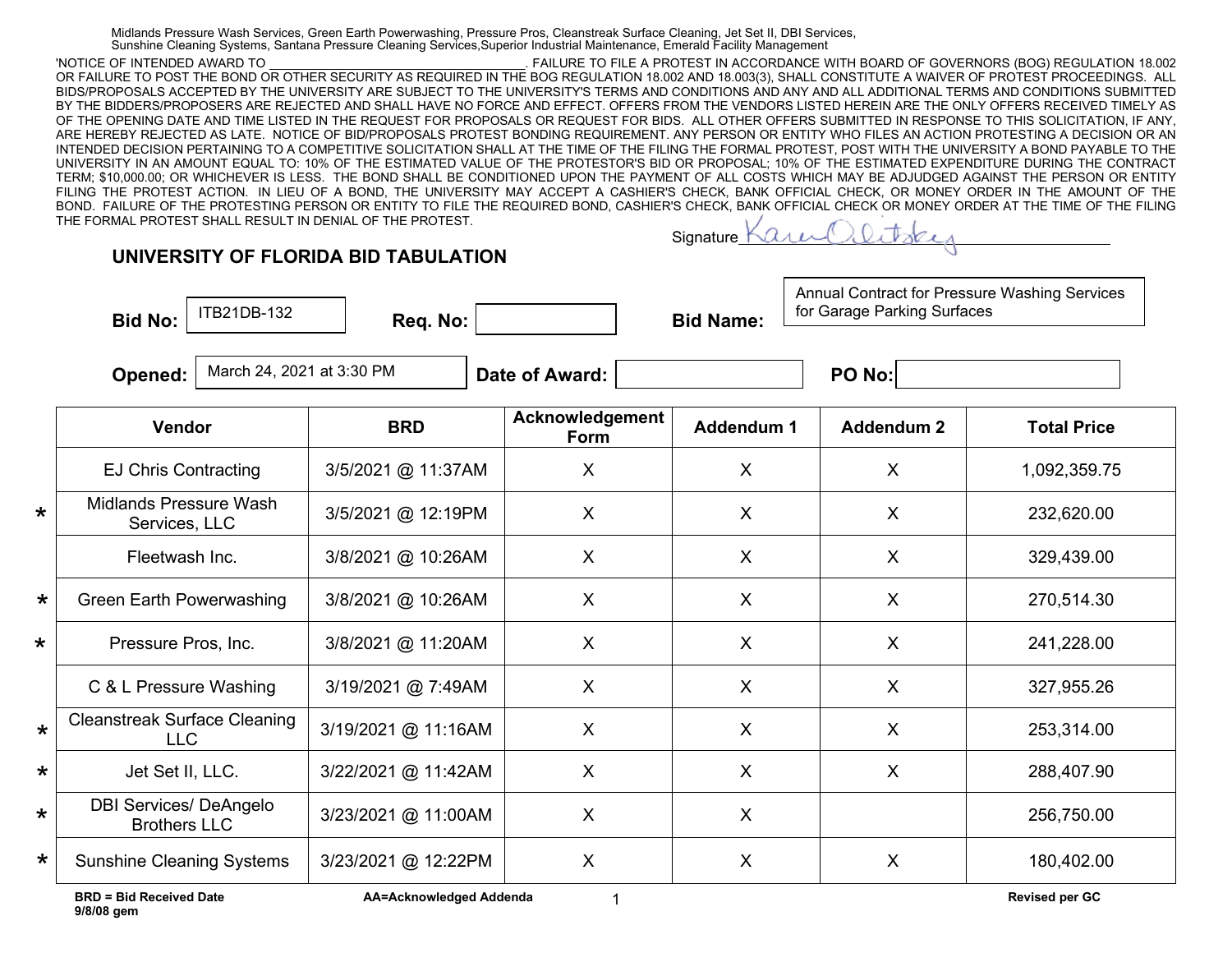Midlands Pressure Wash Services, Green Earth Powerwashing, Pressure Pros, Cleanstreak Surface Cleaning, Jet Set II, DBI Services, Sunshine Cleaning Systems, Santana Pressure Cleaning Services,Superior Industrial Maintenance, Emerald Facility Management

'NOTICE OF INTENDED AWARD TO ___________________________________. FAILURE TO FILE A PROTEST IN ACCORDANCE WITH BOARD OF GOVERNORS (BOG) REGULATION 18.002 OR FAILURE TO POST THE BOND OR OTHER SECURITY AS REQUIRED IN THE BOG REGULATION 18.002 AND 18.003(3), SHALL CONSTITUTE A WAIVER OF PROTEST PROCEEDINGS. ALL BIDS/PROPOSALS ACCEPTED BY THE UNIVERSITY ARE SUBJECT TO THE UNIVERSITY'S TERMS AND CONDITIONS AND ANY AND ALL ADDITIONAL TERMS AND CONDITIONS SUBMITTED BY THE BIDDERS/PROPOSERS ARE REJECTED AND SHALL HAVE NO FORCE AND EFFECT. OFFERS FROM THE VENDORS LISTED HEREIN ARE THE ONLY OFFERS RECEIVED TIMELY AS OF THE OPENING DATE AND TIME LISTED IN THE REQUEST FOR PROPOSALS OR REQUEST FOR BIDS. ALL OTHER OFFERS SUBMITTED IN RESPONSE TO THIS SOLICITATION, IF ANY, ARE HEREBY REJECTED AS LATE. NOTICE OF BID/PROPOSALS PROTEST BONDING REQUIREMENT. ANY PERSON OR ENTITY WHO FILES AN ACTION PROTESTING A DECISION OR AN INTENDED DECISION PERTAINING TO A COMPETITIVE SOLICITATION SHALL AT THE TIME OF THE FILING THE FORMAL PROTEST, POST WITH THE UNIVERSITY A BOND PAYABLE TO THE UNIVERSITY IN AN AMOUNT EQUAL TO: 10% OF THE ESTIMATED VALUE OF THE PROTESTOR'S BID OR PROPOSAL; 10% OF THE ESTIMATED EXPENDITURE DURING THE CONTRACT TERM; $10,000.00; OR WHICHEVER IS LESS. THE BOND SHALL BE CONDITIONED UPON THE PAYMENT OF ALL COSTS WHICH MAY BE ADJUDGED AGAINST THE PERSON OR ENTITY FILING THE PROTEST ACTION. IN LIEU OF A BOND, THE UNIVERSITY MAY ACCEPT A CASHIER'S CHECK, BANK OFFICIAL CHECK, OR MONEY ORDER IN THE AMOUNT OF THE BOND. FAILURE OF THE PROTESTING PERSON OR ENTITY TO FILE THE REQUIRED BOND, CASHIER'S CHECK, BANK OFFICIAL CHECK OR MONEY ORDER AT THE TIME OF THE FILING THE FORMAL PROTEST SHALL RESULT IN DENIAL OF THE PROTEST.

Signature Karen Oletskey

## UNIVERSITY OF FLORIDA BID TABULATION

**Bid No:** ITB21DB-132 **Req. No:** **Bid Name:** Annual Contract for Pressure Washing Services for Garage Parking Surfaces

**Opened:** March 24, 2021 at 3:30 PM **Date of Award:** **PO No:**

| | Vendor | BRD | Acknowledgement Form | Addendum 1 | Addendum 2 | Total Price |
|---|---|---|---|---|---|---|
| | EJ Chris Contracting | 3/5/2021 @ 11:37AM | X | X | X | 1,092,359.75 |
| * | Midlands Pressure Wash Services, LLC | 3/5/2021 @ 12:19PM | X | X | X | 232,620.00 |
| | Fleetwash Inc. | 3/8/2021 @ 10:26AM | X | X | X | 329,439.00 |
| * | Green Earth Powerwashing | 3/8/2021 @ 10:26AM | X | X | X | 270,514.30 |
| * | Pressure Pros, Inc. | 3/8/2021 @ 11:20AM | X | X | X | 241,228.00 |
| | C & L Pressure Washing | 3/19/2021 @ 7:49AM | X | X | X | 327,955.26 |
| * | Cleanstreak Surface Cleaning LLC | 3/19/2021 @ 11:16AM | X | X | X | 253,314.00 |
| * | Jet Set II, LLC. | 3/22/2021 @ 11:42AM | X | X | X | 288,407.90 |
| * | DBI Services/ DeAngelo Brothers LLC | 3/23/2021 @ 11:00AM | X | X | | 256,750.00 |
| * | Sunshine Cleaning Systems | 3/23/2021 @ 12:22PM | X | X | X | 180,402.00 |

**BRD = Bid Received Date** **AA=Acknowledged Addenda** **Revised per GC**
**9/8/08 gem**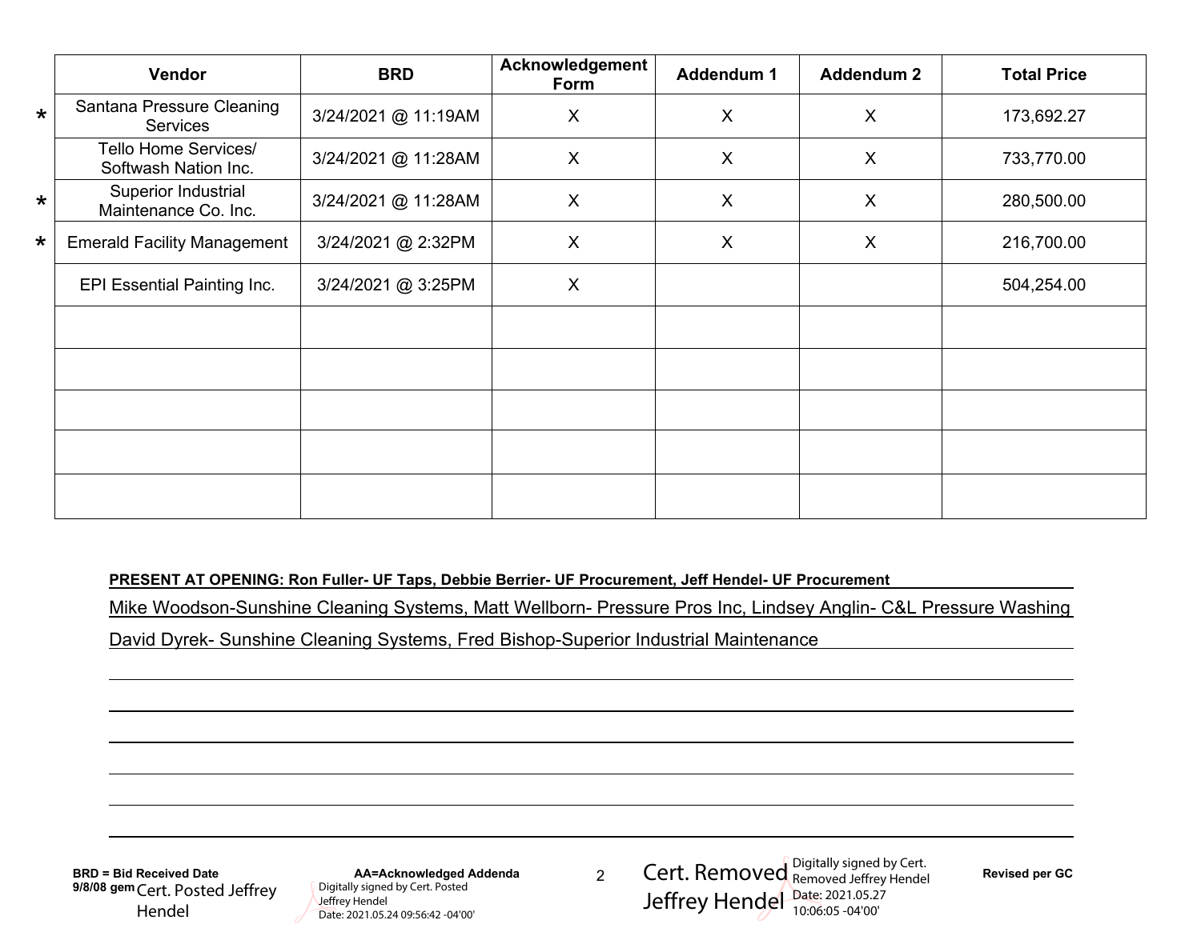| | Vendor | BRD | Acknowledgement Form | Addendum 1 | Addendum 2 | Total Price |
|---|---|---|---|---|---|---|
| * | Santana Pressure Cleaning Services | 3/24/2021 @ 11:19AM | X | X | X | 173,692.27 |
| | Tello Home Services/ Softwash Nation Inc. | 3/24/2021 @ 11:28AM | X | X | X | 733,770.00 |
| * | Superior Industrial Maintenance Co. Inc. | 3/24/2021 @ 11:28AM | X | X | X | 280,500.00 |
| * | Emerald Facility Management | 3/24/2021 @ 2:32PM | X | X | X | 216,700.00 |
| | EPI Essential Painting Inc. | 3/24/2021 @ 3:25PM | X | | | 504,254.00 |
| | | | | | | |
| | | | | | | |
| | | | | | | |
| | | | | | | |
| | | | | | | |

**PRESENT AT OPENING: Ron Fuller- UF Taps, Debbie Berrier- UF Procurement, Jeff Hendel- UF Procurement**

Mike Woodson-Sunshine Cleaning Systems, Matt Wellborn- Pressure Pros Inc, Lindsey Anglin- C&L Pressure Washing

David Dyrek- Sunshine Cleaning Systems, Fred Bishop-Superior Industrial Maintenance

**BRD = Bid Received Date**
**9/8/08 gem** Cert. Posted Jeffrey Hendel — Digitally signed by Cert. Posted Jeffrey Hendel Date: 2021.05.24 09:56:42 -04'00'

**AA=Acknowledged Addenda**

Cert. Removed Jeffrey Hendel — Digitally signed by Cert. Removed Jeffrey Hendel Date: 2021.05.27 10:06:05 -04'00'

**Revised per GC**